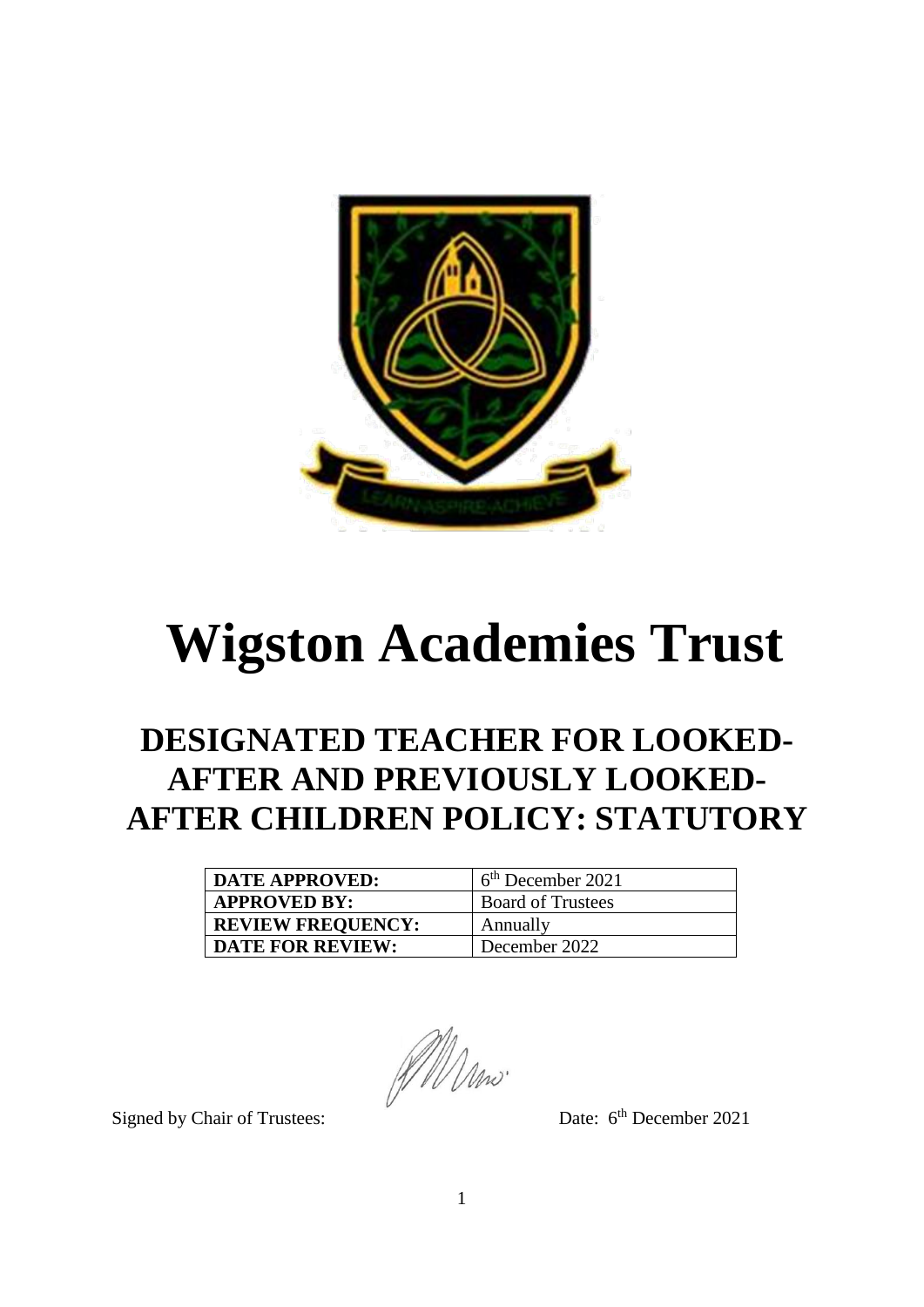# Wigston Academies Trust

## DESIGNATED TEACHER FOR LOOKED-AFTER AND PREVIOUSLY LOOKED-AFTER CHILDREN POLICY: STATUTORY

| DATE APPROVED: | 6th December 2021 |
|---|---|
| APPROVED BY: | Board of Trustees |
| REVIEW FREQUENCY: | Annually |
| DATE FOR REVIEW: | December 2022 |

Signed by Chair of Trustees: Date: 6th December 2021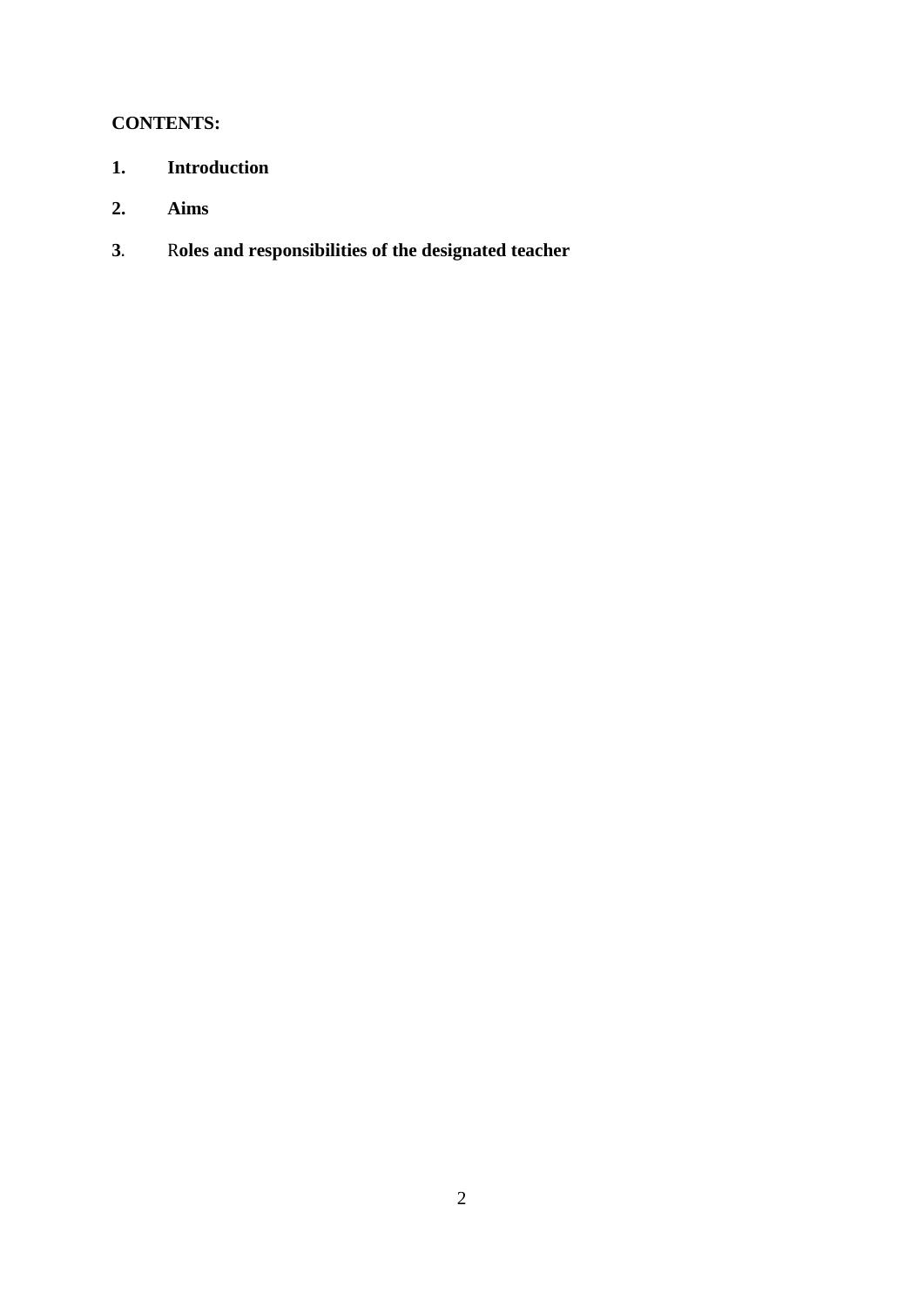**CONTENTS:**

1. **Introduction**
2. **Aims**
3. **Roles and responsibilities of the designated teacher**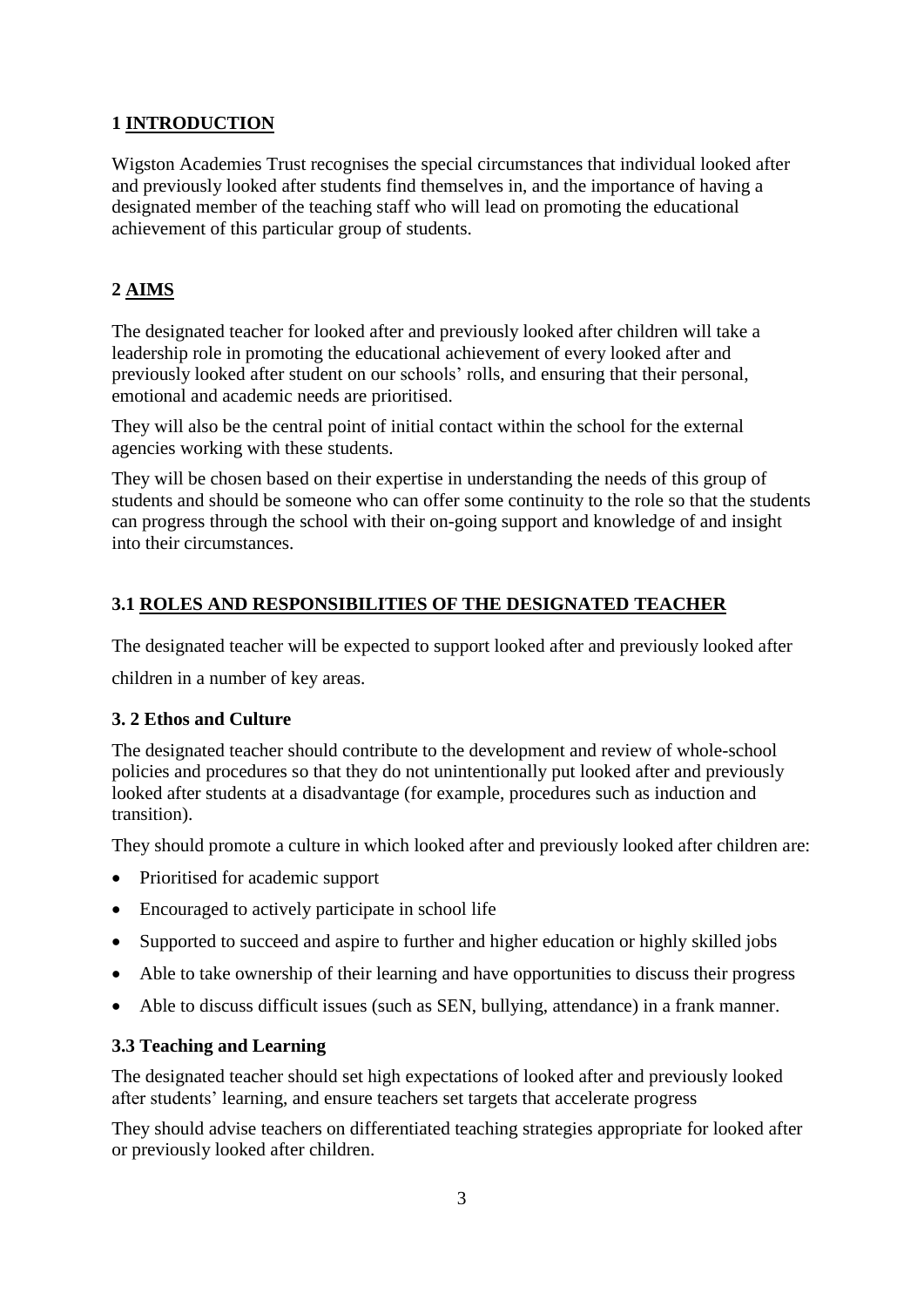## 1 INTRODUCTION

Wigston Academies Trust recognises the special circumstances that individual looked after and previously looked after students find themselves in, and the importance of having a designated member of the teaching staff who will lead on promoting the educational achievement of this particular group of students.

## 2 AIMS

The designated teacher for looked after and previously looked after children will take a leadership role in promoting the educational achievement of every looked after and previously looked after student on our schools' rolls, and ensuring that their personal, emotional and academic needs are prioritised.

They will also be the central point of initial contact within the school for the external agencies working with these students.

They will be chosen based on their expertise in understanding the needs of this group of students and should be someone who can offer some continuity to the role so that the students can progress through the school with their on-going support and knowledge of and insight into their circumstances.

## 3.1 ROLES AND RESPONSIBILITIES OF THE DESIGNATED TEACHER

The designated teacher will be expected to support looked after and previously looked after children in a number of key areas.

### 3. 2 Ethos and Culture

The designated teacher should contribute to the development and review of whole-school policies and procedures so that they do not unintentionally put looked after and previously looked after students at a disadvantage (for example, procedures such as induction and transition).

They should promote a culture in which looked after and previously looked after children are:

- Prioritised for academic support
- Encouraged to actively participate in school life
- Supported to succeed and aspire to further and higher education or highly skilled jobs
- Able to take ownership of their learning and have opportunities to discuss their progress
- Able to discuss difficult issues (such as SEN, bullying, attendance) in a frank manner.

### 3.3 Teaching and Learning

The designated teacher should set high expectations of looked after and previously looked after students' learning, and ensure teachers set targets that accelerate progress

They should advise teachers on differentiated teaching strategies appropriate for looked after or previously looked after children.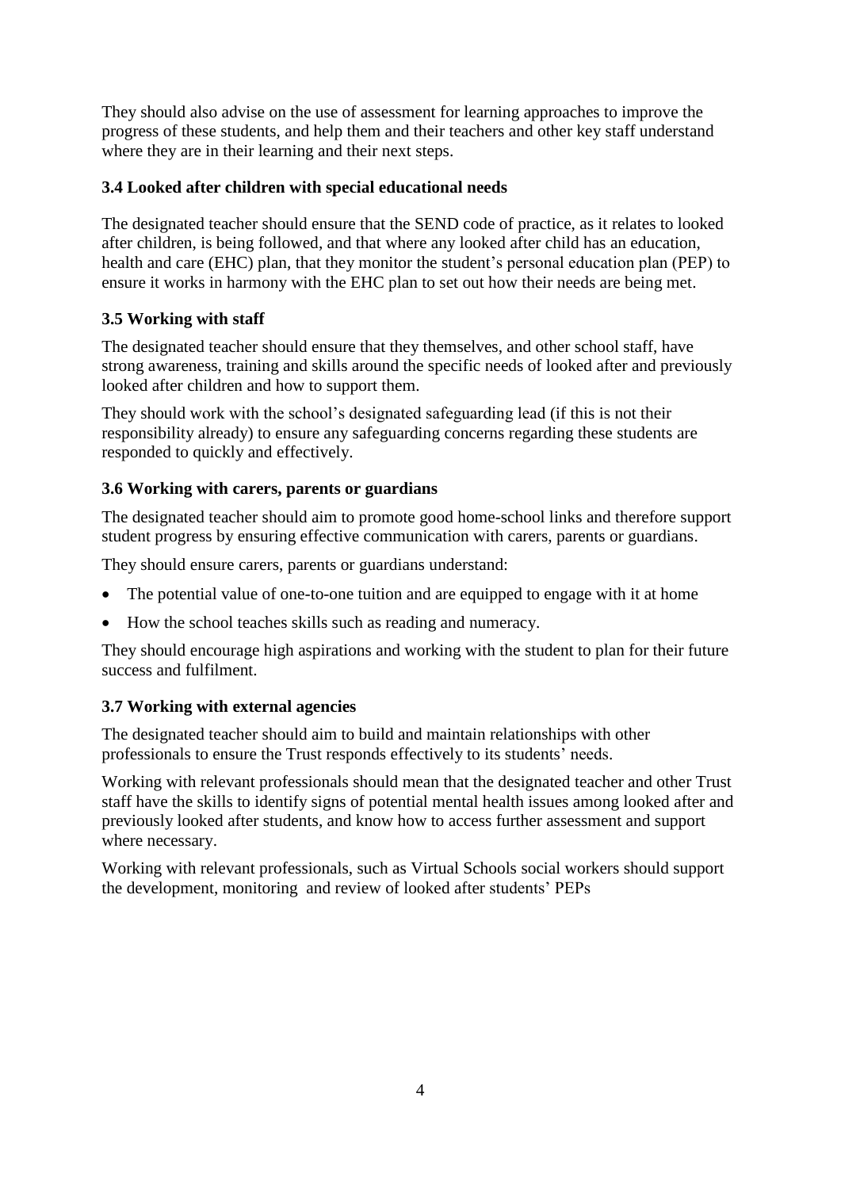They should also advise on the use of assessment for learning approaches to improve the progress of these students, and help them and their teachers and other key staff understand where they are in their learning and their next steps.

### 3.4 Looked after children with special educational needs

The designated teacher should ensure that the SEND code of practice, as it relates to looked after children, is being followed, and that where any looked after child has an education, health and care (EHC) plan, that they monitor the student's personal education plan (PEP) to ensure it works in harmony with the EHC plan to set out how their needs are being met.

### 3.5 Working with staff

The designated teacher should ensure that they themselves, and other school staff, have strong awareness, training and skills around the specific needs of looked after and previously looked after children and how to support them.

They should work with the school's designated safeguarding lead (if this is not their responsibility already) to ensure any safeguarding concerns regarding these students are responded to quickly and effectively.

### 3.6 Working with carers, parents or guardians

The designated teacher should aim to promote good home-school links and therefore support student progress by ensuring effective communication with carers, parents or guardians.

They should ensure carers, parents or guardians understand:

- The potential value of one-to-one tuition and are equipped to engage with it at home
- How the school teaches skills such as reading and numeracy.

They should encourage high aspirations and working with the student to plan for their future success and fulfilment.

### 3.7 Working with external agencies

The designated teacher should aim to build and maintain relationships with other professionals to ensure the Trust responds effectively to its students' needs.

Working with relevant professionals should mean that the designated teacher and other Trust staff have the skills to identify signs of potential mental health issues among looked after and previously looked after students, and know how to access further assessment and support where necessary.

Working with relevant professionals, such as Virtual Schools social workers should support the development, monitoring and review of looked after students' PEPs